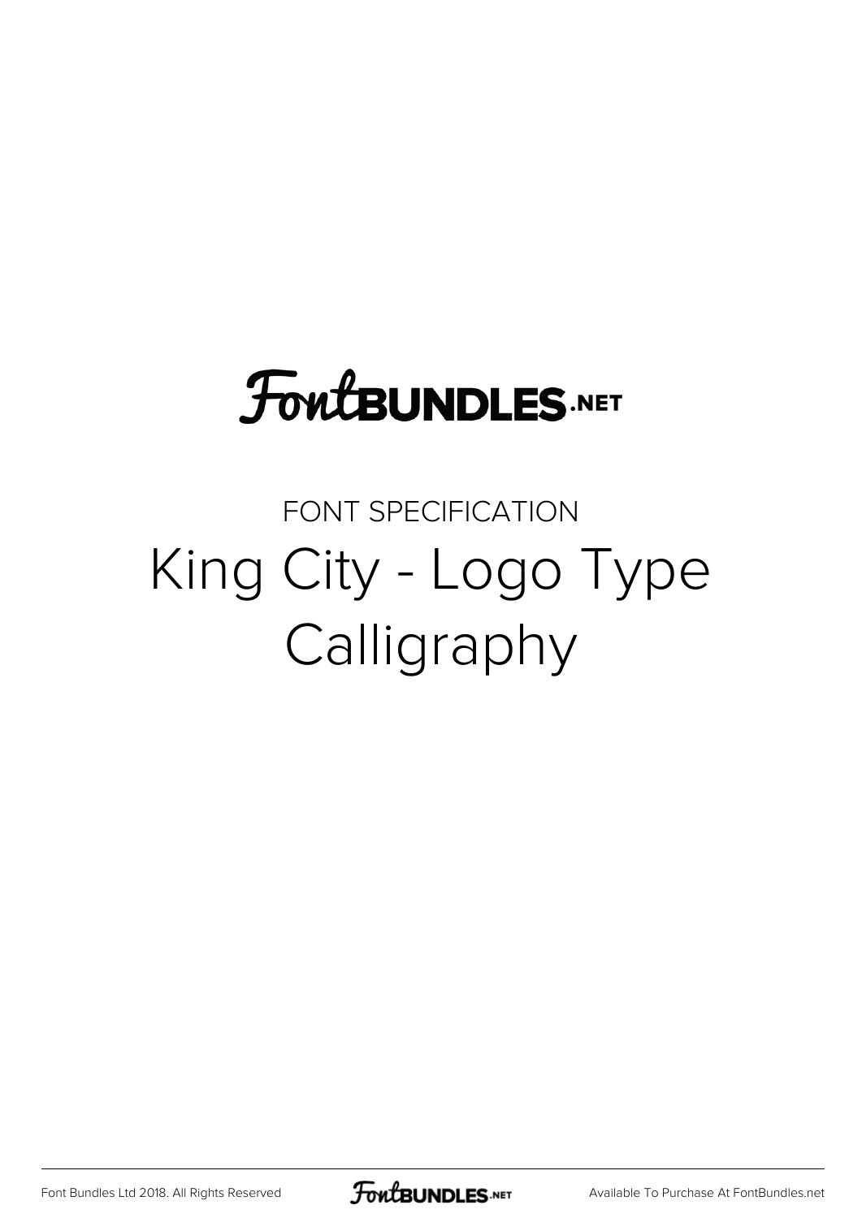FontBUNDLES.NET

FONT SPECIFICATION

# King City - Logo Type Calligraphy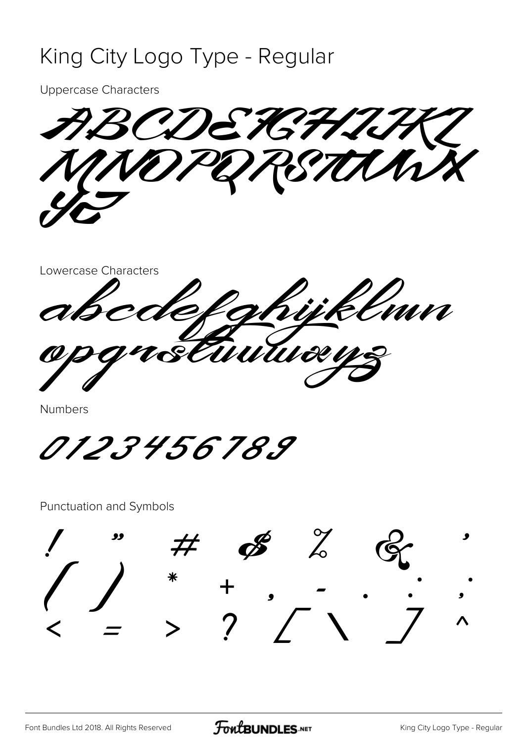# King City Logo Type - Regular

Uppercase Characters

ABCDEFGHIJKL
MNOPQRSTUVWX
YZ

Lowercase Characters

abcdefghijklmn
opqrstuvwxyz

Numbers

0123456789

Punctuation and Symbols

! " # $ % & '
( ) * + , - . / : ;
< = > ? [ \ ] ^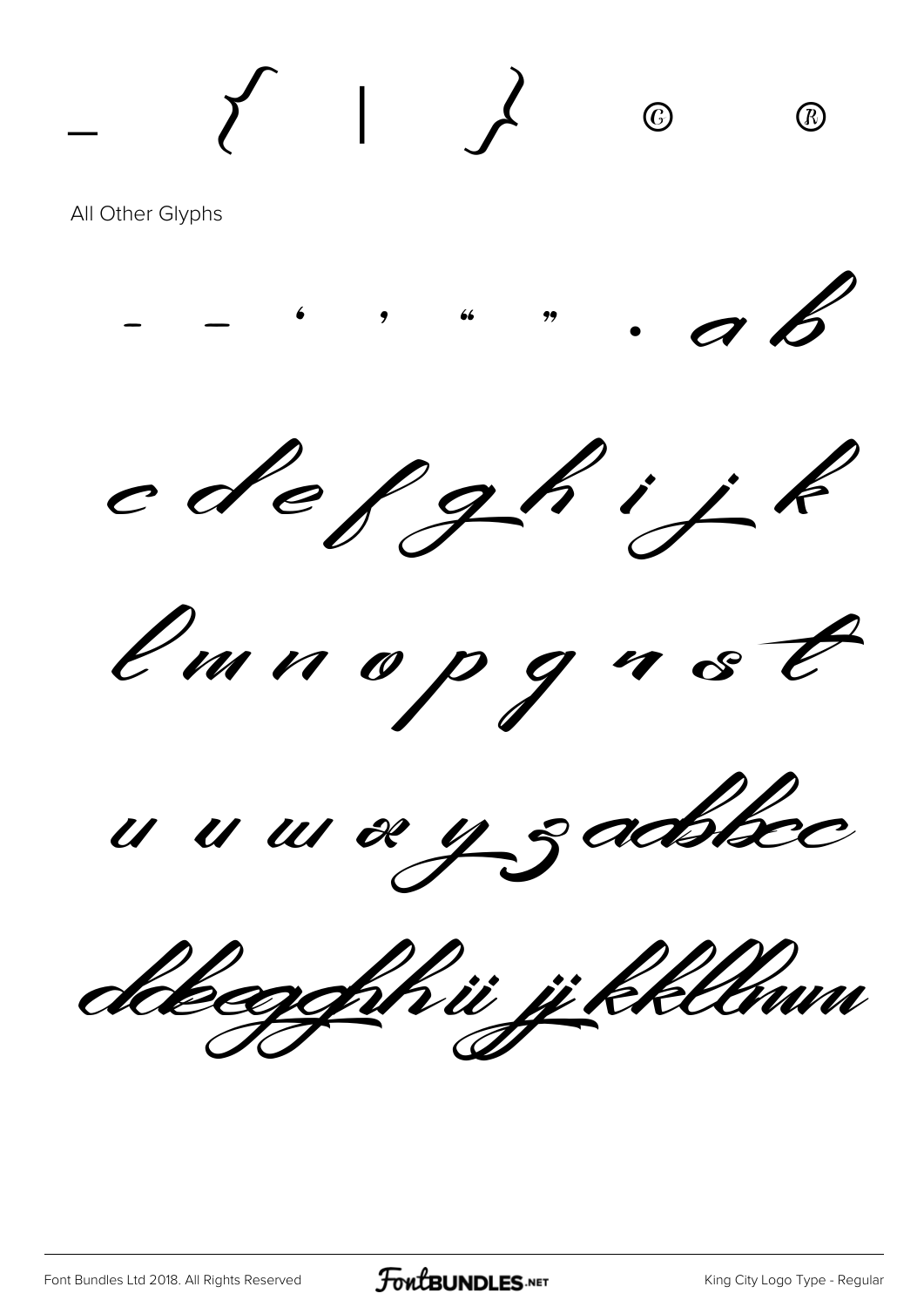_ { | } © ®

All Other Glyphs

– — ' , " " . a b

c d e f g h i j k

l m n o p q r s t

u u w x y z ad bb cc

dd ee gg hh ii jj kk ll mm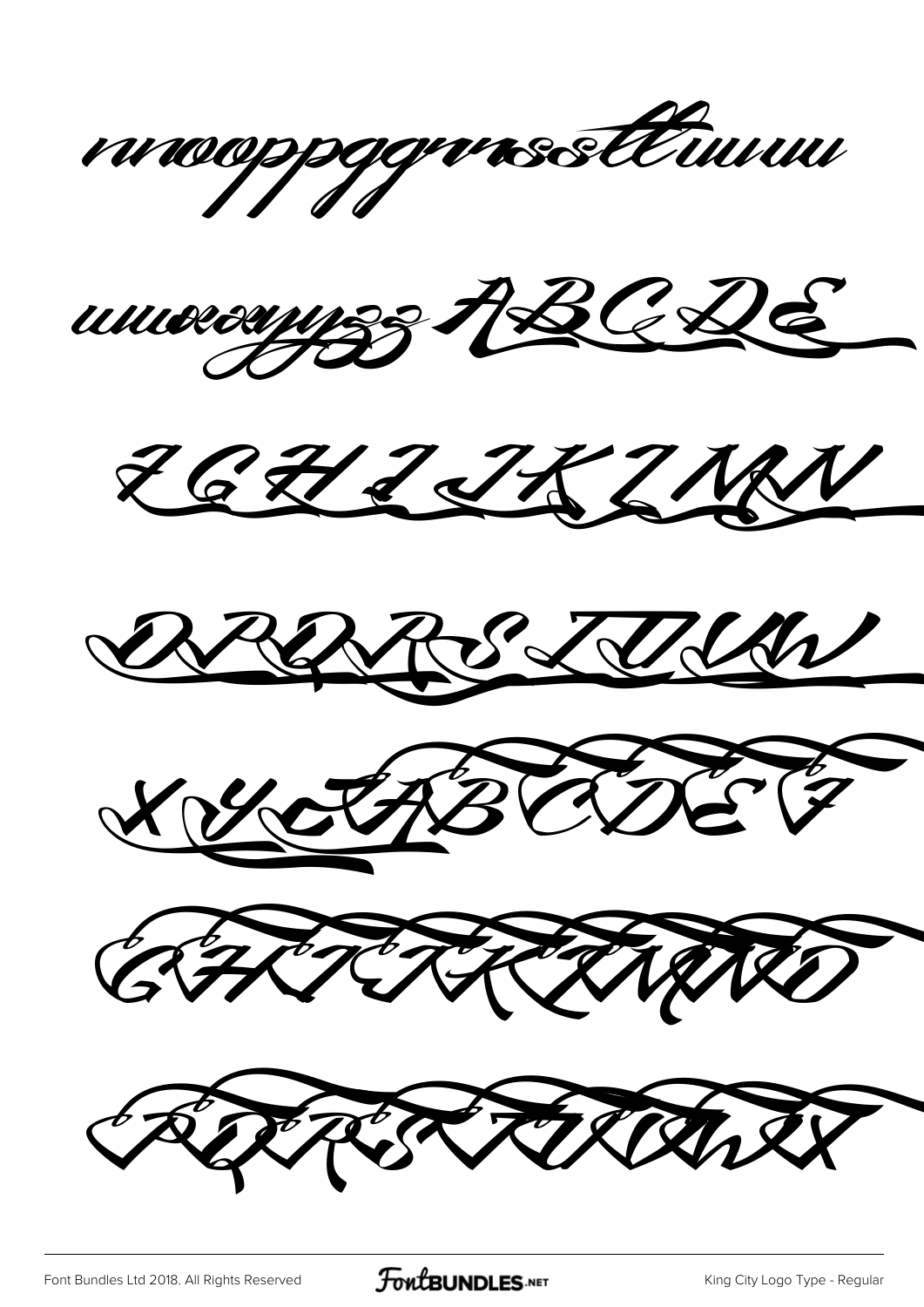nnooppqqrrssttuuuu

uuvvwwxxyyzz ABCDE

FGHIJKLMN

OPQRSTUVW

XYZABCDEF

GHIJKLMNO

PQRSTUVWX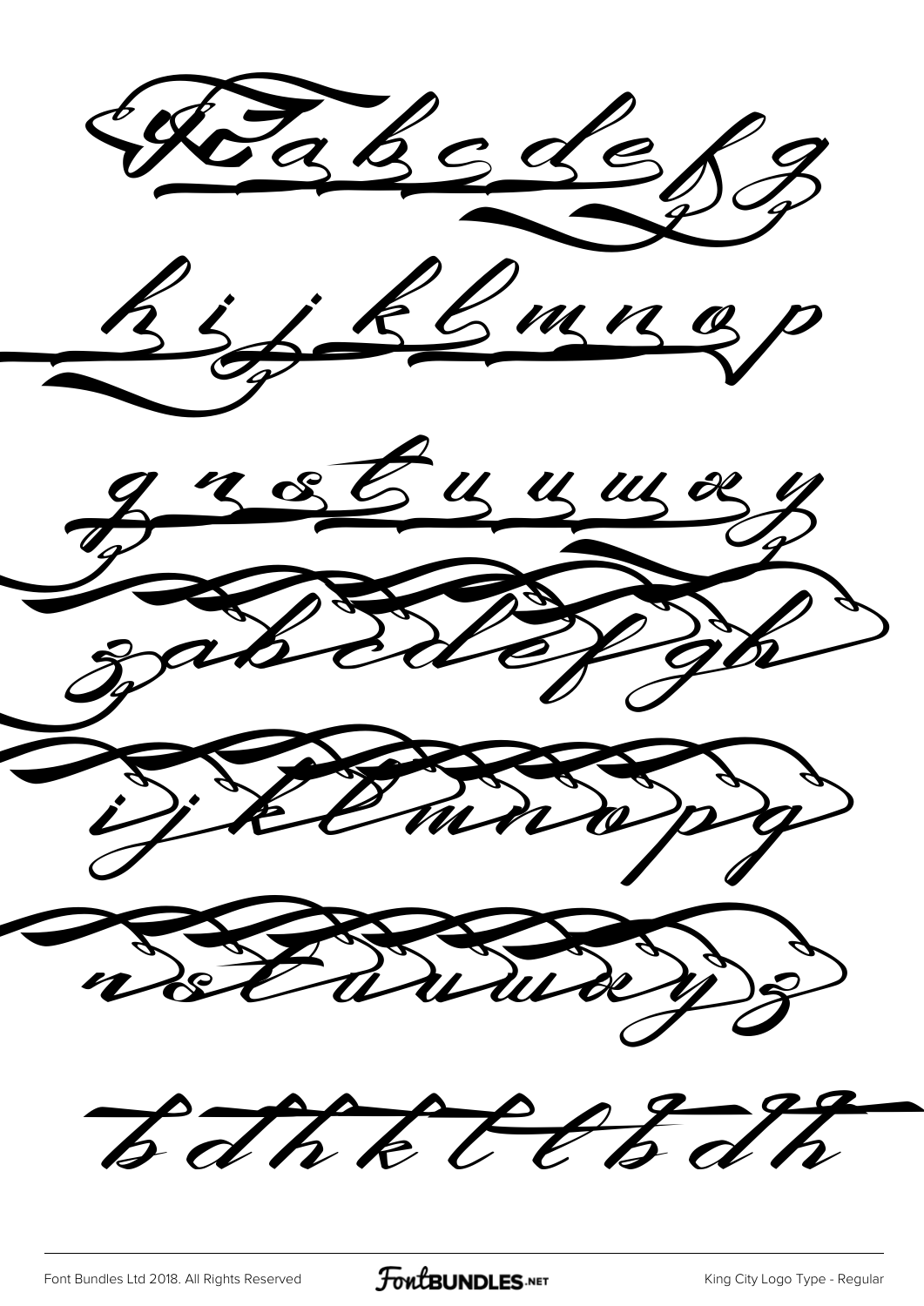abcdefg

hijklmnop

qrstuvwxy

zabcdefgh

ijklmnopq

rstuvwxyz

bdhkllbdh